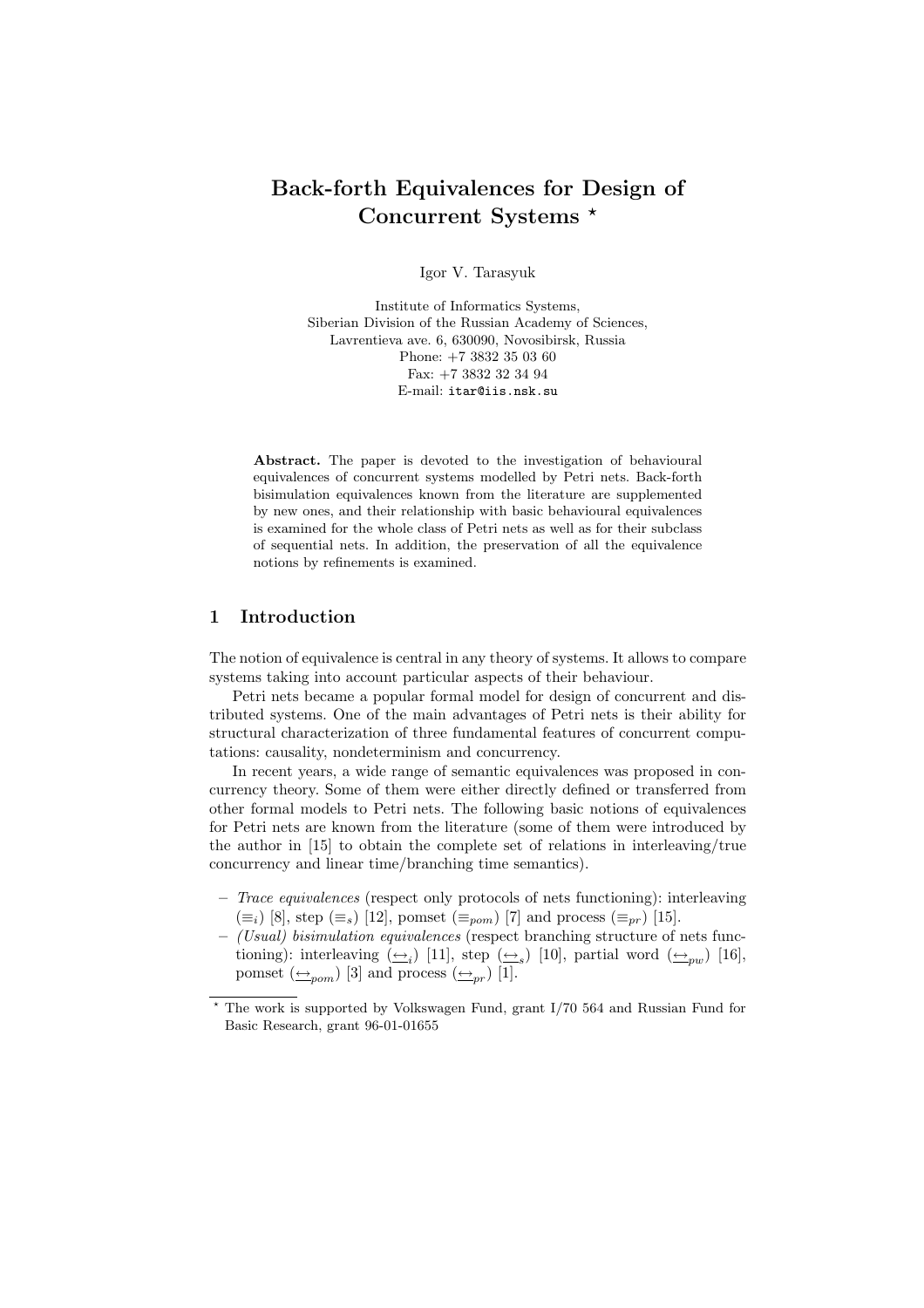# Back-forth Equivalences for Design of Concurrent Systems *

Igor V. Tarasyuk

Institute of Informatics Systems,
Siberian Division of the Russian Academy of Sciences,
Lavrentieva ave. 6, 630090, Novosibirsk, Russia
Phone: +7 3832 35 03 60
Fax: +7 3832 32 34 94
E-mail: `itar@iis.nsk.su`

**Abstract.** The paper is devoted to the investigation of behavioural equivalences of concurrent systems modelled by Petri nets. Back-forth bisimulation equivalences known from the literature are supplemented by new ones, and their relationship with basic behavioural equivalences is examined for the whole class of Petri nets as well as for their subclass of sequential nets. In addition, the preservation of all the equivalence notions by refinements is examined.

## 1 Introduction

The notion of equivalence is central in any theory of systems. It allows to compare systems taking into account particular aspects of their behaviour.

Petri nets became a popular formal model for design of concurrent and distributed systems. One of the main advantages of Petri nets is their ability for structural characterization of three fundamental features of concurrent computations: causality, nondeterminism and concurrency.

In recent years, a wide range of semantic equivalences was proposed in concurrency theory. Some of them were either directly defined or transferred from other formal models to Petri nets. The following basic notions of equivalences for Petri nets are known from the literature (some of them were introduced by the author in [15] to obtain the complete set of relations in interleaving/true concurrency and linear time/branching time semantics).

- *Trace equivalences* (respect only protocols of nets functioning): interleaving ($\equiv_i$) [8], step ($\equiv_s$) [12], pomset ($\equiv_{pom}$) [7] and process ($\equiv_{pr}$) [15].
- *(Usual) bisimulation equivalences* (respect branching structure of nets functioning): interleaving ($\underline{\leftrightarrow}_i$) [11], step ($\underline{\leftrightarrow}_s$) [10], partial word ($\underline{\leftrightarrow}_{pw}$) [16], pomset ($\underline{\leftrightarrow}_{pom}$) [3] and process ($\underline{\leftrightarrow}_{pr}$) [1].

* The work is supported by Volkswagen Fund, grant I/70 564 and Russian Fund for Basic Research, grant 96-01-01655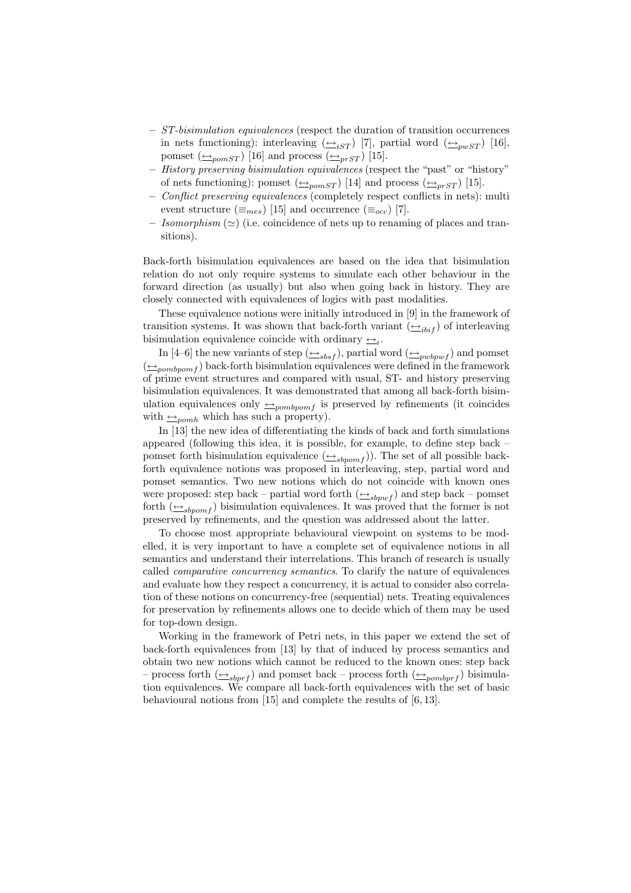- *ST-bisimulation equivalences* (respect the duration of transition occurrences in nets functioning): interleaving ($\underline{\leftrightarrow}_{iST}$) [7], partial word ($\underline{\leftrightarrow}_{pwST}$) [16], pomset ($\underline{\leftrightarrow}_{pomST}$) [16] and process ($\underline{\leftrightarrow}_{prST}$) [15].
- *History preserving bisimulation equivalences* (respect the "past" or "history" of nets functioning): pomset ($\underline{\leftrightarrow}_{pomST}$) [14] and process ($\underline{\leftrightarrow}_{prST}$) [15].
- *Conflict preserving equivalences* (completely respect conflicts in nets): multi event structure ($\equiv_{mes}$) [15] and occurrence ($\equiv_{occ}$) [7].
- *Isomorphism* ($\simeq$) (i.e. coincidence of nets up to renaming of places and transitions).

Back-forth bisimulation equivalences are based on the idea that bisimulation relation do not only require systems to simulate each other behaviour in the forward direction (as usually) but also when going back in history. They are closely connected with equivalences of logics with past modalities.

These equivalence notions were initially introduced in [9] in the framework of transition systems. It was shown that back-forth variant ($\underline{\leftrightarrow}_{ibif}$) of interleaving bisimulation equivalence coincide with ordinary $\underline{\leftrightarrow}_{i}$.

In [4–6] the new variants of step ($\underline{\leftrightarrow}_{sbsf}$), partial word ($\underline{\leftrightarrow}_{pwbpwf}$) and pomset ($\underline{\leftrightarrow}_{pombpomf}$) back-forth bisimulation equivalences were defined in the framework of prime event structures and compared with usual, ST- and history preserving bisimulation equivalences. It was demonstrated that among all back-forth bisimulation equivalences only $\underline{\leftrightarrow}_{pombpomf}$ is preserved by refinements (it coincides with $\underline{\leftrightarrow}_{pomh}$ which has such a property).

In [13] the new idea of differentiating the kinds of back and forth simulations appeared (following this idea, it is possible, for example, to define step back – pomset forth bisimulation equivalence ($\underline{\leftrightarrow}_{sbpomf}$)). The set of all possible back-forth equivalence notions was proposed in interleaving, step, partial word and pomset semantics. Two new notions which do not coincide with known ones were proposed: step back – partial word forth ($\underline{\leftrightarrow}_{sbpwf}$) and step back – pomset forth ($\underline{\leftrightarrow}_{sbpomf}$) bisimulation equivalences. It was proved that the former is not preserved by refinements, and the question was addressed about the latter.

To choose most appropriate behavioural viewpoint on systems to be modelled, it is very important to have a complete set of equivalence notions in all semantics and understand their interrelations. This branch of research is usually called *comparative concurrency semantics*. To clarify the nature of equivalences and evaluate how they respect a concurrency, it is actual to consider also correlation of these notions on concurrency-free (sequential) nets. Treating equivalences for preservation by refinements allows one to decide which of them may be used for top-down design.

Working in the framework of Petri nets, in this paper we extend the set of back-forth equivalences from [13] by that of induced by process semantics and obtain two new notions which cannot be reduced to the known ones: step back – process forth ($\underline{\leftrightarrow}_{sbprf}$) and pomset back – process forth ($\underline{\leftrightarrow}_{pombprf}$) bisimulation equivalences. We compare all back-forth equivalences with the set of basic behavioural notions from [15] and complete the results of [6, 13].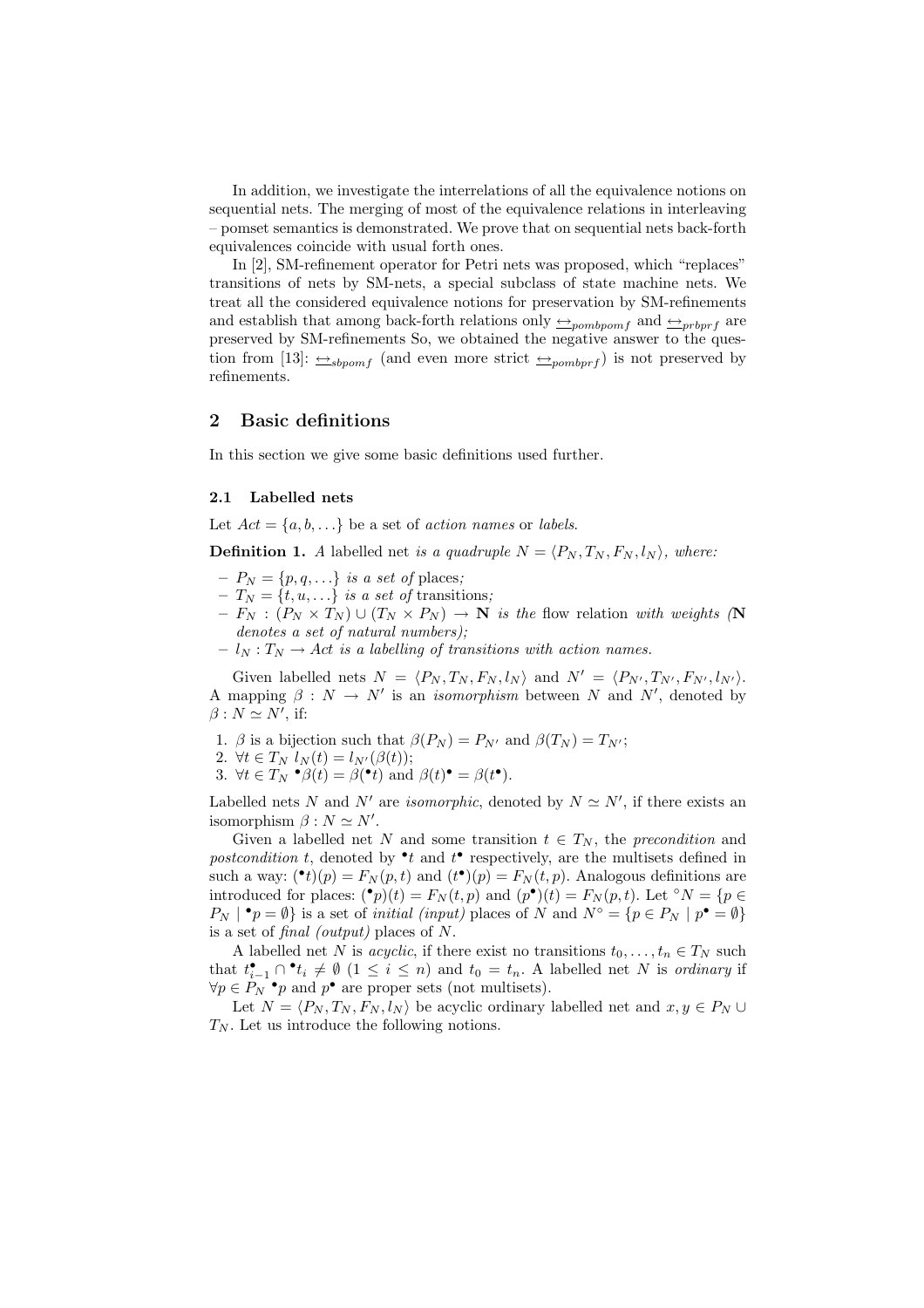In addition, we investigate the interrelations of all the equivalence notions on sequential nets. The merging of most of the equivalence relations in interleaving – pomset semantics is demonstrated. We prove that on sequential nets back-forth equivalences coincide with usual forth ones.

In [2], SM-refinement operator for Petri nets was proposed, which "replaces" transitions of nets by SM-nets, a special subclass of state machine nets. We treat all the considered equivalence notions for preservation by SM-refinements and establish that among back-forth relations only $\underline{\leftrightarrow}_{pombpomf}$ and $\underline{\leftrightarrow}_{prbprf}$ are preserved by SM-refinements So, we obtained the negative answer to the question from [13]: $\underline{\leftrightarrow}_{sbpomf}$ (and even more strict $\underline{\leftrightarrow}_{pombprf}$) is not preserved by refinements.

## 2 Basic definitions

In this section we give some basic definitions used further.

### 2.1 Labelled nets

Let $Act = \{a, b, \ldots\}$ be a set of *action names* or *labels*.

**Definition 1.** *A* labelled net *is a quadruple* $N = \langle P_N, T_N, F_N, l_N \rangle$*, where:*

- $P_N = \{p, q, \ldots\}$ *is a set of* places*;*
- $T_N = \{t, u, \ldots\}$ *is a set of* transitions*;*
- $F_N : (P_N \times T_N) \cup (T_N \times P_N) \to \mathbf{N}$ *is the* flow relation *with weights (*$\mathbf{N}$ *denotes a set of natural numbers);*
- $l_N : T_N \to Act$ *is a labelling of transitions with action names.*

Given labelled nets $N = \langle P_N, T_N, F_N, l_N \rangle$ and $N' = \langle P_{N'}, T_{N'}, F_{N'}, l_{N'} \rangle$. A mapping $\beta : N \to N'$ is an *isomorphism* between $N$ and $N'$, denoted by $\beta : N \simeq N'$, if:

1. $\beta$ is a bijection such that $\beta(P_N) = P_{N'}$ and $\beta(T_N) = T_{N'}$;
2. $\forall t \in T_N \; l_N(t) = l_{N'}(\beta(t))$;
3. $\forall t \in T_N \; {}^\bullet\beta(t) = \beta({}^\bullet t)$ and $\beta(t)^\bullet = \beta(t^\bullet)$.

Labelled nets $N$ and $N'$ are *isomorphic*, denoted by $N \simeq N'$, if there exists an isomorphism $\beta : N \simeq N'$.

Given a labelled net $N$ and some transition $t \in T_N$, the *precondition* and *postcondition* $t$, denoted by ${}^\bullet t$ and $t^\bullet$ respectively, are the multisets defined in such a way: $({}^\bullet t)(p) = F_N(p, t)$ and $(t^\bullet)(p) = F_N(t, p)$. Analogous definitions are introduced for places: $({}^\bullet p)(t) = F_N(t, p)$ and $(p^\bullet)(t) = F_N(p, t)$. Let ${}^\circ N = \{p \in P_N \mid {}^\bullet p = \emptyset\}$ is a set of *initial (input)* places of $N$ and $N^\circ = \{p \in P_N \mid p^\bullet = \emptyset\}$ is a set of *final (output)* places of $N$.

A labelled net $N$ is *acyclic*, if there exist no transitions $t_0, \ldots, t_n \in T_N$ such that $t_{i-1}^\bullet \cap {}^\bullet t_i \neq \emptyset$ $(1 \leq i \leq n)$ and $t_0 = t_n$. A labelled net $N$ is *ordinary* if $\forall p \in P_N$ ${}^\bullet p$ and $p^\bullet$ are proper sets (not multisets).

Let $N = \langle P_N, T_N, F_N, l_N \rangle$ be acyclic ordinary labelled net and $x, y \in P_N \cup T_N$. Let us introduce the following notions.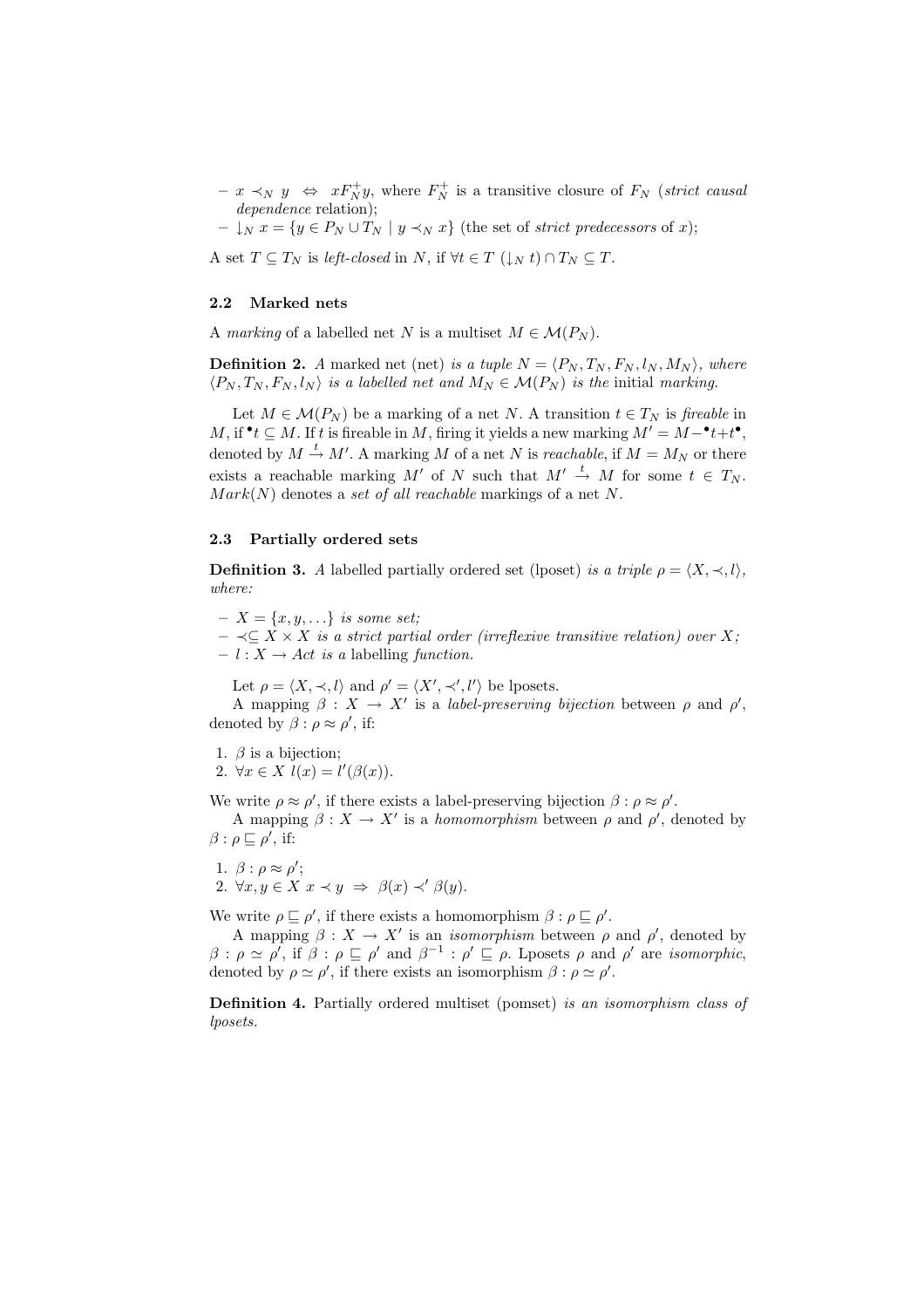- $x \prec_N y \ \Leftrightarrow\ xF_N^+y$, where $F_N^+$ is a transitive closure of $F_N$ (*strict causal dependence* relation);
- $\downarrow_N x = \{y \in P_N \cup T_N \mid y \prec_N x\}$ (the set of *strict predecessors* of $x$);

A set $T \subseteq T_N$ is *left-closed* in $N$, if $\forall t \in T\ (\downarrow_N t) \cap T_N \subseteq T$.

### 2.2 Marked nets

A *marking* of a labelled net $N$ is a multiset $M \in \mathcal{M}(P_N)$.

**Definition 2.** *A* marked net (net) *is a tuple* $N = \langle P_N, T_N, F_N, l_N, M_N \rangle$*, where* $\langle P_N, T_N, F_N, l_N \rangle$ *is a labelled net and* $M_N \in \mathcal{M}(P_N)$ *is the* initial *marking.*

Let $M \in \mathcal{M}(P_N)$ be a marking of a net $N$. A transition $t \in T_N$ is *fireable* in $M$, if ${}^\bullet t \subseteq M$. If $t$ is fireable in $M$, firing it yields a new marking $M' = M - {}^\bullet t + t^\bullet$, denoted by $M \xrightarrow{t} M'$. A marking $M$ of a net $N$ is *reachable*, if $M = M_N$ or there exists a reachable marking $M'$ of $N$ such that $M' \xrightarrow{t} M$ for some $t \in T_N$. $Mark(N)$ denotes a *set of all reachable* markings of a net $N$.

### 2.3 Partially ordered sets

**Definition 3.** *A* labelled partially ordered set (lposet) *is a triple* $\rho = \langle X, \prec, l \rangle$*, where:*

- $X = \{x, y, \ldots\}$ *is some set;*
- $\prec \subseteq X \times X$ *is a strict partial order (irreflexive transitive relation) over* $X$*;*
- $l : X \to Act$ *is a* labelling *function.*

Let $\rho = \langle X, \prec, l \rangle$ and $\rho' = \langle X', \prec', l' \rangle$ be lposets.

A mapping $\beta : X \to X'$ is a *label-preserving bijection* between $\rho$ and $\rho'$, denoted by $\beta : \rho \approx \rho'$, if:

1. $\beta$ is a bijection;
2. $\forall x \in X\ l(x) = l'(\beta(x))$.

We write $\rho \approx \rho'$, if there exists a label-preserving bijection $\beta : \rho \approx \rho'$.

A mapping $\beta : X \to X'$ is a *homomorphism* between $\rho$ and $\rho'$, denoted by $\beta : \rho \sqsubseteq \rho'$, if:

1. $\beta : \rho \approx \rho'$;
2. $\forall x, y \in X\ x \prec y\ \Rightarrow\ \beta(x) \prec' \beta(y)$.

We write $\rho \sqsubseteq \rho'$, if there exists a homomorphism $\beta : \rho \sqsubseteq \rho'$.

A mapping $\beta : X \to X'$ is an *isomorphism* between $\rho$ and $\rho'$, denoted by $\beta : \rho \simeq \rho'$, if $\beta : \rho \sqsubseteq \rho'$ and $\beta^{-1} : \rho' \sqsubseteq \rho$. Lposets $\rho$ and $\rho'$ are *isomorphic*, denoted by $\rho \simeq \rho'$, if there exists an isomorphism $\beta : \rho \simeq \rho'$.

**Definition 4.** Partially ordered multiset (pomset) *is an isomorphism class of lposets.*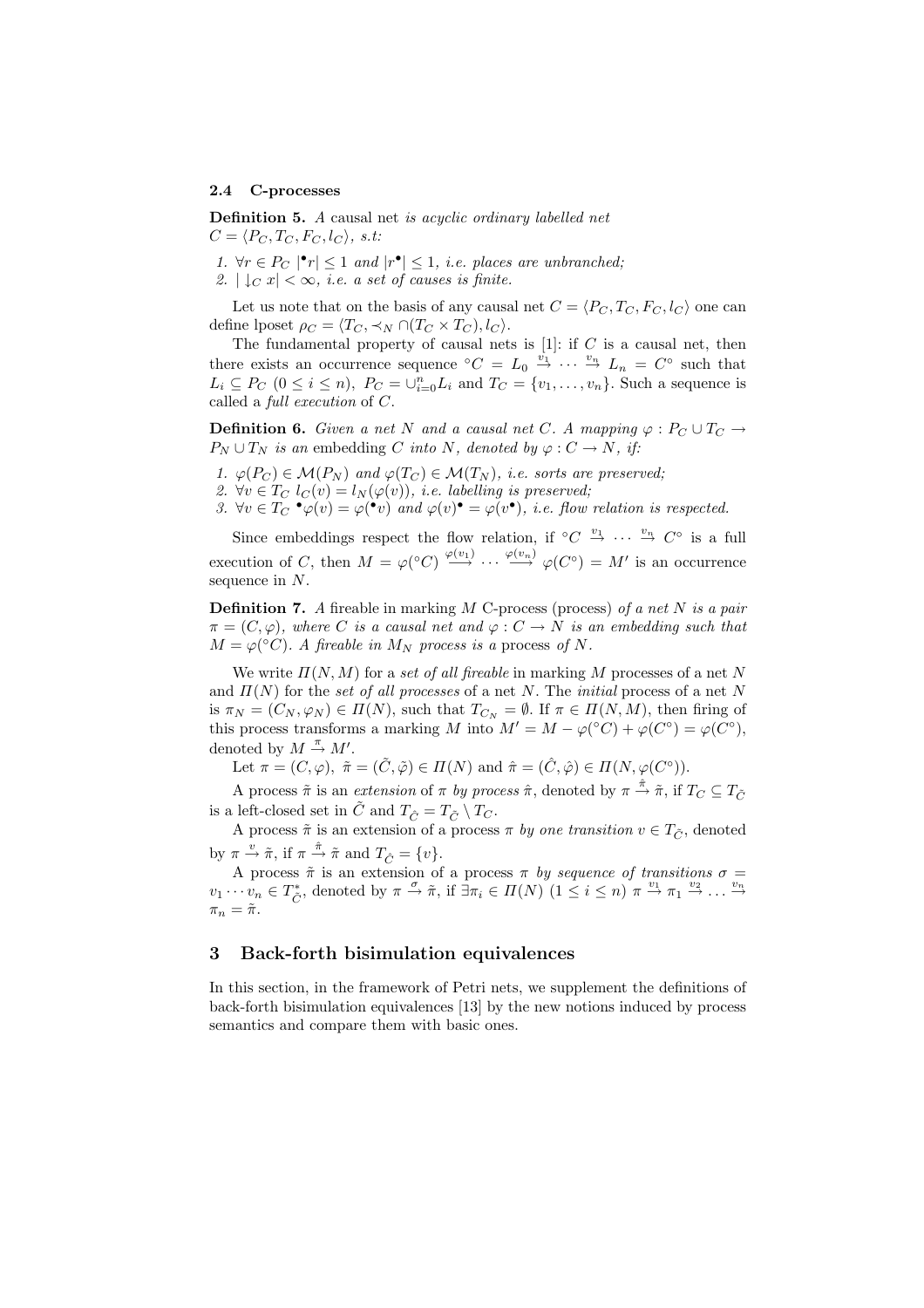### 2.4 C-processes

**Definition 5.** *A* causal net *is acyclic ordinary labelled net* $C = \langle P_C, T_C, F_C, l_C\rangle$*, s.t:*

1. $\forall r \in P_C$ $|{}^\bullet r| \leq 1$ *and* $|r^\bullet| \leq 1$*, i.e. places are unbranched;*
2. $|\downarrow_C x| < \infty$*, i.e. a set of causes is finite.*

Let us note that on the basis of any causal net $C = \langle P_C, T_C, F_C, l_C\rangle$ one can define lposet $\rho_C = \langle T_C, \prec_N \cap (T_C \times T_C), l_C\rangle$.

The fundamental property of causal nets is [1]: if $C$ is a causal net, then there exists an occurrence sequence ${}^\circ C = L_0 \stackrel{v_1}{\to} \cdots \stackrel{v_n}{\to} L_n = C^\circ$ such that $L_i \subseteq P_C$ $(0 \leq i \leq n)$, $P_C = \cup_{i=0}^n L_i$ and $T_C = \{v_1, \ldots, v_n\}$. Such a sequence is called a *full execution* of $C$.

**Definition 6.** *Given a net* $N$ *and a causal net* $C$*. A mapping* $\varphi : P_C \cup T_C \to P_N \cup T_N$ *is an* embedding $C$ *into* $N$*, denoted by* $\varphi : C \to N$*, if:*

1. $\varphi(P_C) \in \mathcal{M}(P_N)$ *and* $\varphi(T_C) \in \mathcal{M}(T_N)$*, i.e. sorts are preserved;*
2. $\forall v \in T_C$ $l_C(v) = l_N(\varphi(v))$*, i.e. labelling is preserved;*
3. $\forall v \in T_C$ ${}^\bullet\varphi(v) = \varphi({}^\bullet v)$ *and* $\varphi(v)^\bullet = \varphi(v^\bullet)$*, i.e. flow relation is respected.*

Since embeddings respect the flow relation, if ${}^\circ C \stackrel{v_1}{\to} \cdots \stackrel{v_n}{\to} C^\circ$ is a full execution of $C$, then $M = \varphi({}^\circ C) \stackrel{\varphi(v_1)}{\longrightarrow} \cdots \stackrel{\varphi(v_n)}{\longrightarrow} \varphi(C^\circ) = M'$ is an occurrence sequence in $N$.

**Definition 7.** *A* fireable in marking $M$ C-process (process) *of a net* $N$ *is a pair* $\pi = (C, \varphi)$*, where* $C$ *is a causal net and* $\varphi : C \to N$ *is an embedding such that* $M = \varphi({}^\circ C)$*. A fireable in* $M_N$ *process is a* process *of* $N$*.*

We write $\Pi(N, M)$ for a *set of all fireable* in marking $M$ processes of a net $N$ and $\Pi(N)$ for the *set of all processes* of a net $N$. The *initial* process of a net $N$ is $\pi_N = (C_N, \varphi_N) \in \Pi(N)$, such that $T_{C_N} = \emptyset$. If $\pi \in \Pi(N, M)$, then firing of this process transforms a marking $M$ into $M' = M - \varphi({}^\circ C) + \varphi(C^\circ) = \varphi(C^\circ)$, denoted by $M \stackrel{\pi}{\to} M'$.

Let $\pi = (C, \varphi)$, $\tilde{\pi} = (\tilde{C}, \tilde{\varphi}) \in \Pi(N)$ and $\hat{\pi} = (\hat{C}, \hat{\varphi}) \in \Pi(N, \varphi(C^\circ))$.

A process $\tilde{\pi}$ is an *extension* of $\pi$ *by process* $\hat{\pi}$, denoted by $\pi \stackrel{\hat{\pi}}{\to} \tilde{\pi}$, if $T_C \subseteq T_{\tilde{C}}$ is a left-closed set in $\tilde{C}$ and $T_{\hat{C}} = T_{\tilde{C}} \setminus T_C$.

A process $\tilde{\pi}$ is an extension of a process $\pi$ *by one transition* $v \in T_{\tilde{C}}$, denoted by $\pi \stackrel{v}{\to} \tilde{\pi}$, if $\pi \stackrel{\hat{\pi}}{\to} \tilde{\pi}$ and $T_{\hat{C}} = \{v\}$.

A process $\tilde{\pi}$ is an extension of a process $\pi$ *by sequence of transitions* $\sigma = v_1 \cdots v_n \in T_{\tilde{C}}^*$, denoted by $\pi \stackrel{\sigma}{\to} \tilde{\pi}$, if $\exists \pi_i \in \Pi(N)$ $(1 \leq i \leq n)$ $\pi \stackrel{v_1}{\to} \pi_1 \stackrel{v_2}{\to} \ldots \stackrel{v_n}{\to} \pi_n = \tilde{\pi}$.

## 3 Back-forth bisimulation equivalences

In this section, in the framework of Petri nets, we supplement the definitions of back-forth bisimulation equivalences [13] by the new notions induced by process semantics and compare them with basic ones.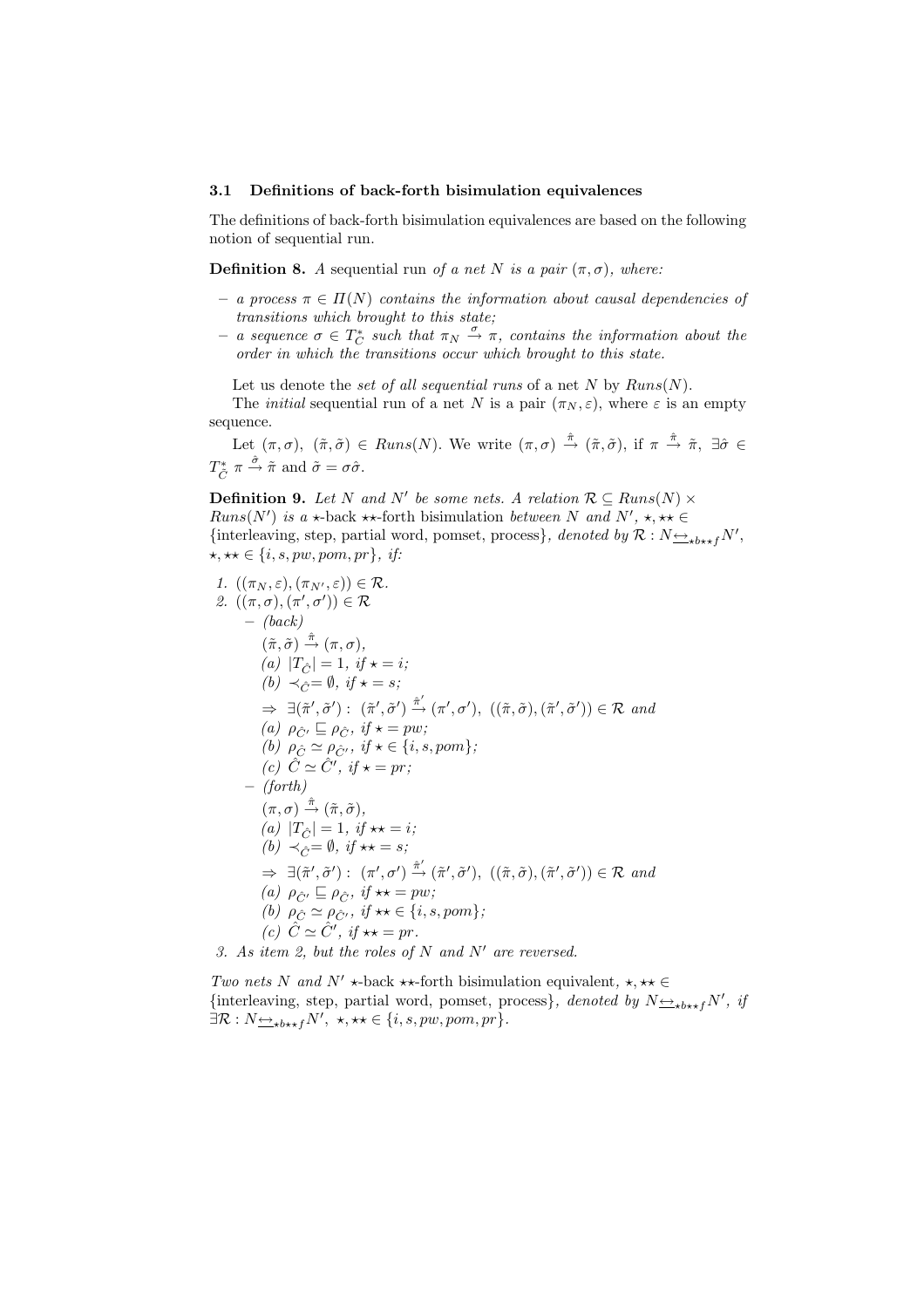### 3.1 Definitions of back-forth bisimulation equivalences

The definitions of back-forth bisimulation equivalences are based on the following notion of sequential run.

**Definition 8.** *A* sequential run *of a net $N$ is a pair $(\pi, \sigma)$, where:*

- *a process $\pi \in \Pi(N)$ contains the information about causal dependencies of transitions which brought to this state;*
- *a sequence $\sigma \in T_{\hat{C}}^*$ such that $\pi_N \stackrel{\sigma}{\rightarrow} \pi$, contains the information about the order in which the transitions occur which brought to this state.*

Let us denote the *set of all sequential runs* of a net $N$ by $Runs(N)$.

The *initial* sequential run of a net $N$ is a pair $(\pi_N, \varepsilon)$, where $\varepsilon$ is an empty sequence.

Let $(\pi, \sigma),\ (\tilde{\pi}, \tilde{\sigma}) \in Runs(N)$. We write $(\pi, \sigma) \stackrel{\hat{\pi}}{\rightarrow} (\tilde{\pi}, \tilde{\sigma})$, if $\pi \stackrel{\hat{\pi}}{\rightarrow} \tilde{\pi},\ \exists \hat{\sigma} \in T_{\hat{C}}^*\ \pi \stackrel{\hat{\sigma}}{\rightarrow} \tilde{\pi}$ and $\tilde{\sigma} = \sigma\hat{\sigma}$.

**Definition 9.** *Let $N$ and $N'$ be some nets. A relation $\mathcal{R} \subseteq Runs(N) \times Runs(N')$ is a* $\star$-back $\star\star$-forth bisimulation *between $N$ and $N'$, $\star, \star\star \in$ {interleaving, step, partial word, pomset, process}, denoted by $\mathcal{R} : N \underline{\leftrightarrow}_{\star b \star\star f} N'$, $\star, \star\star \in \{i, s, pw, pom, pr\}$, if:*

1. *$((\pi_N, \varepsilon), (\pi_{N'}, \varepsilon)) \in \mathcal{R}$.*
2. *$((\pi, \sigma), (\pi', \sigma')) \in \mathcal{R}$*
   - *(back)*
     $(\tilde{\pi}, \tilde{\sigma}) \stackrel{\hat{\pi}}{\rightarrow} (\pi, \sigma)$,
     *(a) $|T_{\hat{C}}| = 1$, if $\star = i$;*
     *(b) $\prec_{\hat{C}} = \emptyset$, if $\star = s$;*
     *$\Rightarrow\ \exists (\tilde{\pi}', \tilde{\sigma}') :\ (\tilde{\pi}', \tilde{\sigma}') \stackrel{\hat{\pi}'}{\rightarrow} (\pi', \sigma'),\ ((\tilde{\pi}, \tilde{\sigma}), (\tilde{\pi}', \tilde{\sigma}')) \in \mathcal{R}$ and*
     *(a) $\rho_{\hat{C}'} \sqsubseteq \rho_{\hat{C}}$, if $\star = pw$;*
     *(b) $\rho_{\hat{C}} \simeq \rho_{\hat{C}'}$, if $\star \in \{i, s, pom\}$;*
     *(c) $\hat{C} \simeq \hat{C}'$, if $\star = pr$;*
   - *(forth)*
     $(\pi, \sigma) \stackrel{\hat{\pi}}{\rightarrow} (\tilde{\pi}, \tilde{\sigma})$,
     *(a) $|T_{\hat{C}}| = 1$, if $\star\star = i$;*
     *(b) $\prec_{\hat{C}} = \emptyset$, if $\star\star = s$;*
     *$\Rightarrow\ \exists (\tilde{\pi}', \tilde{\sigma}') :\ (\pi', \sigma') \stackrel{\hat{\pi}'}{\rightarrow} (\tilde{\pi}', \tilde{\sigma}'),\ ((\tilde{\pi}, \tilde{\sigma}), (\tilde{\pi}', \tilde{\sigma}')) \in \mathcal{R}$ and*
     *(a) $\rho_{\hat{C}'} \sqsubseteq \rho_{\hat{C}}$, if $\star\star = pw$;*
     *(b) $\rho_{\hat{C}} \simeq \rho_{\hat{C}'}$, if $\star\star \in \{i, s, pom\}$;*
     *(c) $\hat{C} \simeq \hat{C}'$, if $\star\star = pr$.*
3. *As item 2, but the roles of $N$ and $N'$ are reversed.*

*Two nets $N$ and $N'$* $\star$-back $\star\star$-forth bisimulation equivalent*, $\star, \star\star \in$ {interleaving, step, partial word, pomset, process}, denoted by $N \underline{\leftrightarrow}_{\star b \star\star f} N'$, if $\exists \mathcal{R} : N \underline{\leftrightarrow}_{\star b \star\star f} N',\ \star, \star\star \in \{i, s, pw, pom, pr\}$.*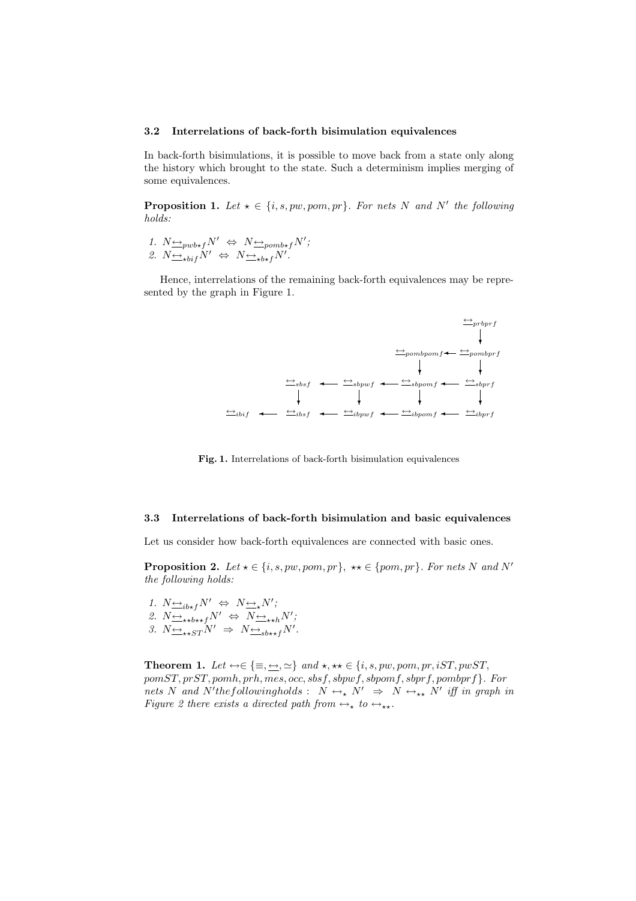### 3.2 Interrelations of back-forth bisimulation equivalences

In back-forth bisimulations, it is possible to move back from a state only along the history which brought to the state. Such a determinism implies merging of some equivalences.

**Proposition 1.** *Let $\star \in \{i, s, pw, pom, pr\}$. For nets $N$ and $N'$ the following holds:*

1. $N \underline{\leftrightarrow}_{pwb\star f} N' \;\Leftrightarrow\; N \underline{\leftrightarrow}_{pomb\star f} N'$;
2. $N \underline{\leftrightarrow}_{\star bif} N' \;\Leftrightarrow\; N \underline{\leftrightarrow}_{\star b\star f} N'$.

Hence, interrelations of the remaining back-forth equivalences may be represented by the graph in Figure 1.

**Fig. 1.** Interrelations of back-forth bisimulation equivalences

### 3.3 Interrelations of back-forth bisimulation and basic equivalences

Let us consider how back-forth equivalences are connected with basic ones.

**Proposition 2.** *Let $\star \in \{i, s, pw, pom, pr\}$, $\star\star \in \{pom, pr\}$. For nets $N$ and $N'$ the following holds:*

1. $N \underline{\leftrightarrow}_{ib\star f} N' \;\Leftrightarrow\; N \underline{\leftrightarrow}_{\star} N'$;
2. $N \underline{\leftrightarrow}_{\star\star b\star\star f} N' \;\Leftrightarrow\; N \underline{\leftrightarrow}_{\star\star h} N'$;
3. $N \underline{\leftrightarrow}_{\star\star ST} N' \;\Rightarrow\; N \underline{\leftrightarrow}_{sb\star\star f} N'$.

**Theorem 1.** *Let $\leftrightarrow \in \{\equiv, \underline{\leftrightarrow}, \simeq\}$ and $\star, \star\star \in \{i, s, pw, pom, pr, iST, pwST, pomST, prST, pomh, prh, mes, occ, sbsf, sbpwf, sbpomf, sbprf, pombprf\}$. For nets $N$ and $N'$ the following holds: $N \leftrightarrow_{\star} N' \;\Rightarrow\; N \leftrightarrow_{\star\star} N'$ iff in graph in Figure 2 there exists a directed path from $\leftrightarrow_{\star}$ to $\leftrightarrow_{\star\star}$.*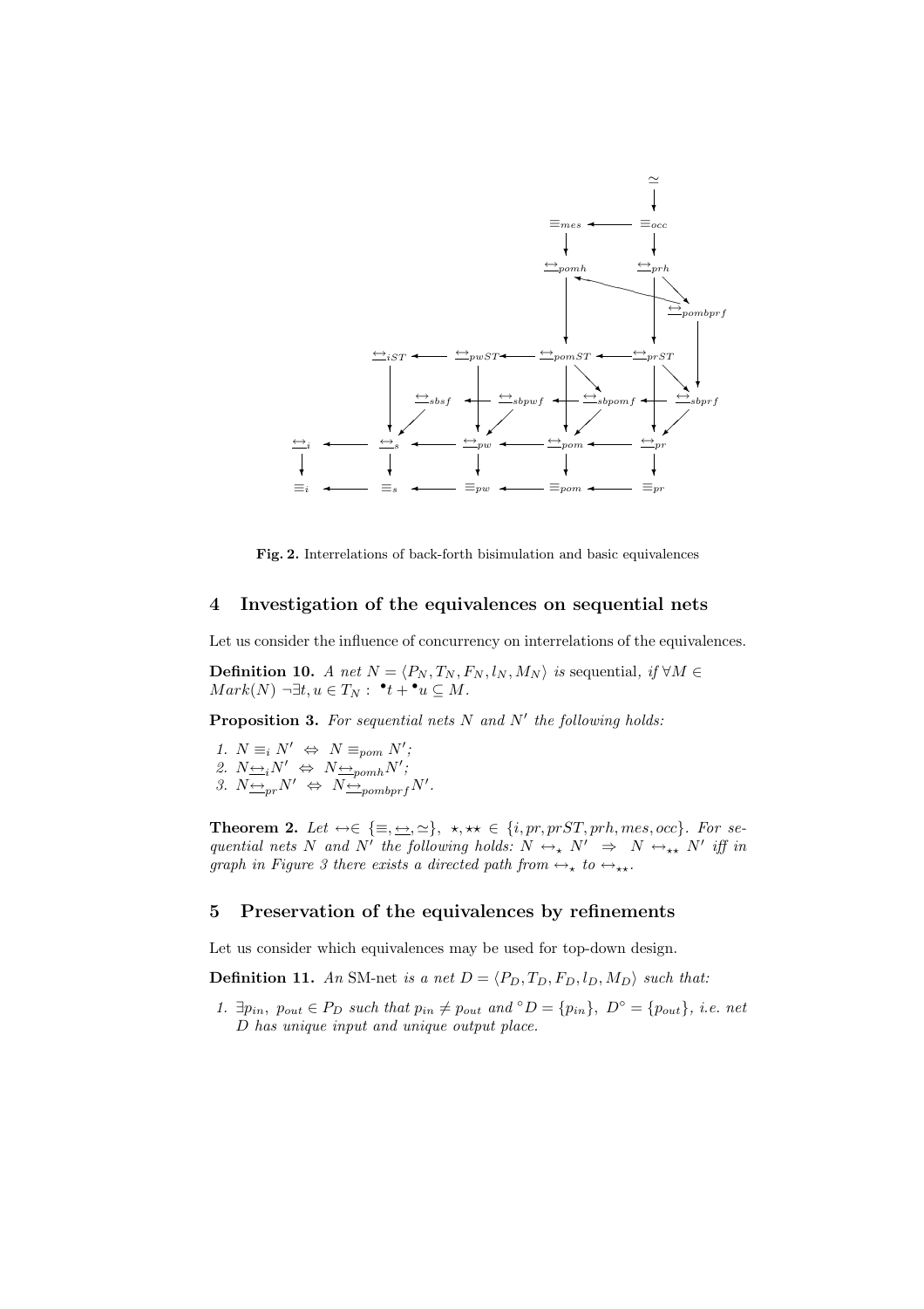Fig. 2. Interrelations of back-forth bisimulation and basic equivalences

## 4 Investigation of the equivalences on sequential nets

Let us consider the influence of concurrency on interrelations of the equivalences.

**Definition 10.** *A net $N = \langle P_N, T_N, F_N, l_N, M_N \rangle$ is* sequential*, if $\forall M \in Mark(N)\ \neg\exists t, u \in T_N :\ ^\bullet t + {}^\bullet u \subseteq M$.*

**Proposition 3.** *For sequential nets $N$ and $N'$ the following holds:*

1. $N \equiv_i N' \ \Leftrightarrow\ N \equiv_{pom} N'$;
2. $N \underline{\leftrightarrow}_i N' \ \Leftrightarrow\ N \underline{\leftrightarrow}_{pomh} N'$;
3. $N \underline{\leftrightarrow}_{pr} N' \ \Leftrightarrow\ N \underline{\leftrightarrow}_{pombprf} N'$.

**Theorem 2.** *Let $\leftrightarrow \in \{\equiv, \underline{\leftrightarrow}, \simeq\}$, $\star, \star\star \in \{i, pr, prST, prh, mes, occ\}$. For sequential nets $N$ and $N'$ the following holds: $N \leftrightarrow_\star N' \ \Rightarrow\ N \leftrightarrow_{\star\star} N'$ iff in graph in Figure 3 there exists a directed path from $\leftrightarrow_\star$ to $\leftrightarrow_{\star\star}$.*

## 5 Preservation of the equivalences by refinements

Let us consider which equivalences may be used for top-down design.

**Definition 11.** *An* SM-net *is a net $D = \langle P_D, T_D, F_D, l_D, M_D \rangle$ such that:*

1. *$\exists p_{in},\ p_{out} \in P_D$ such that $p_{in} \neq p_{out}$ and ${}^\circ D = \{p_{in}\}$, $D^\circ = \{p_{out}\}$, i.e. net $D$ has unique input and unique output place.*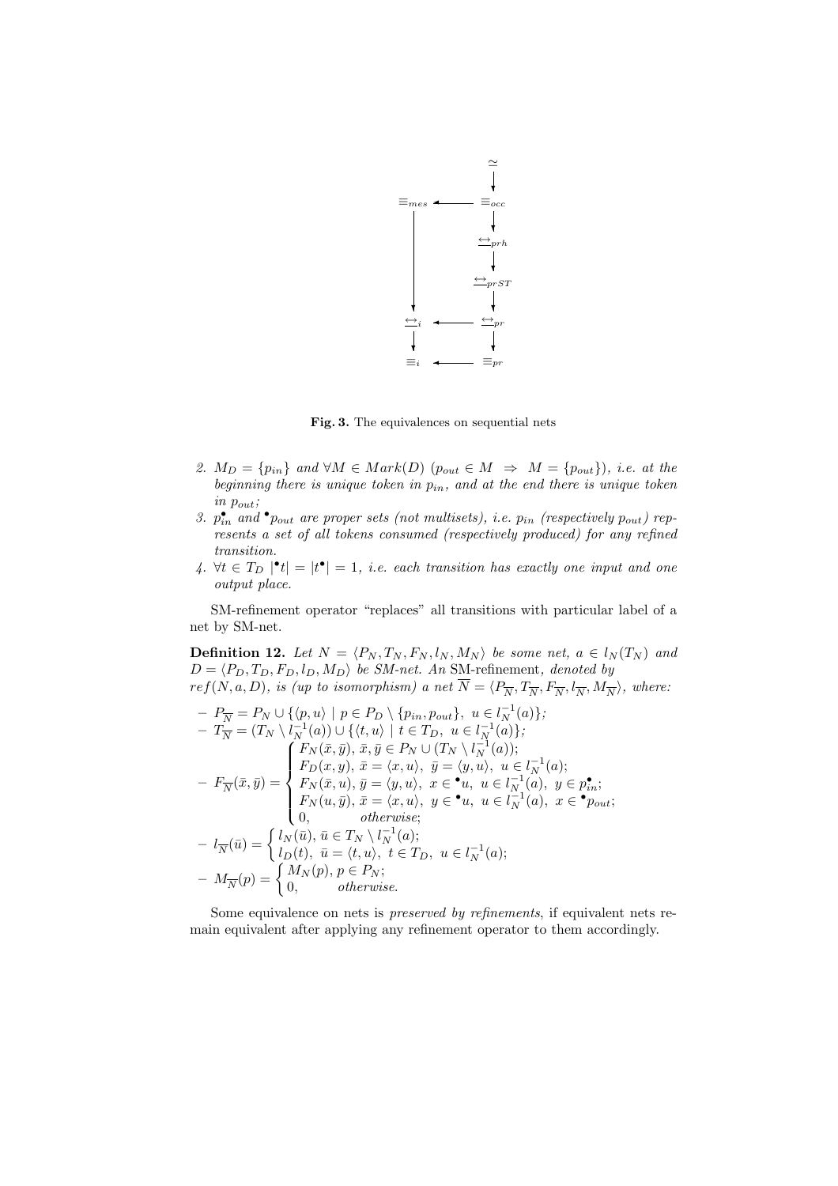**Fig. 3.** The equivalences on sequential nets

2. $M_D = \{p_{in}\}$ and $\forall M \in Mark(D)$ $(p_{out} \in M \;\Rightarrow\; M = \{p_{out}\})$, *i.e. at the beginning there is unique token in* $p_{in}$*, and at the end there is unique token in* $p_{out}$*;*
3. $p_{in}^{\bullet}$ *and* ${}^{\bullet}p_{out}$ *are proper sets (not multisets), i.e.* $p_{in}$ *(respectively* $p_{out}$*) represents a set of all tokens consumed (respectively produced) for any refined transition.*
4. $\forall t \in T_D \; |{}^{\bullet}t| = |t^{\bullet}| = 1$*, i.e. each transition has exactly one input and one output place.*

SM-refinement operator "replaces" all transitions with particular label of a net by SM-net.

**Definition 12.** *Let* $N = \langle P_N, T_N, F_N, l_N, M_N \rangle$ *be some net,* $a \in l_N(T_N)$ *and* $D = \langle P_D, T_D, F_D, l_D, M_D \rangle$ *be SM-net. An* SM-refinement*, denoted by* $ref(N, a, D)$*, is (up to isomorphism) a net* $\overline{N} = \langle P_{\overline{N}}, T_{\overline{N}}, F_{\overline{N}}, l_{\overline{N}}, M_{\overline{N}} \rangle$*, where:*

- $P_{\overline{N}} = P_N \cup \{\langle p, u \rangle \mid p \in P_D \setminus \{p_{in}, p_{out}\},\; u \in l_N^{-1}(a)\}$;
- $T_{\overline{N}} = (T_N \setminus l_N^{-1}(a)) \cup \{\langle t, u \rangle \mid t \in T_D,\; u \in l_N^{-1}(a)\}$;
- $F_{\overline{N}}(\bar{x}, \bar{y}) = \begin{cases} F_N(\bar{x}, \bar{y}), \; \bar{x}, \bar{y} \in P_N \cup (T_N \setminus l_N^{-1}(a)); \\ F_D(x, y), \; \bar{x} = \langle x, u \rangle, \; \bar{y} = \langle y, u \rangle, \; u \in l_N^{-1}(a); \\ F_N(\bar{x}, u), \; \bar{y} = \langle y, u \rangle, \; x \in {}^{\bullet}u, \; u \in l_N^{-1}(a), \; y \in p_{in}^{\bullet}; \\ F_N(u, \bar{y}), \; \bar{x} = \langle x, u \rangle, \; y \in {}^{\bullet}u, \; u \in l_N^{-1}(a), \; x \in {}^{\bullet}p_{out}; \\ 0, \qquad \textit{otherwise}; \end{cases}$
- $l_{\overline{N}}(\bar{u}) = \begin{cases} l_N(\bar{u}), \; \bar{u} \in T_N \setminus l_N^{-1}(a); \\ l_D(t), \; \bar{u} = \langle t, u \rangle, \; t \in T_D, \; u \in l_N^{-1}(a); \end{cases}$
- $M_{\overline{N}}(p) = \begin{cases} M_N(p), \; p \in P_N; \\ 0, \qquad \textit{otherwise}. \end{cases}$

Some equivalence on nets is *preserved by refinements*, if equivalent nets remain equivalent after applying any refinement operator to them accordingly.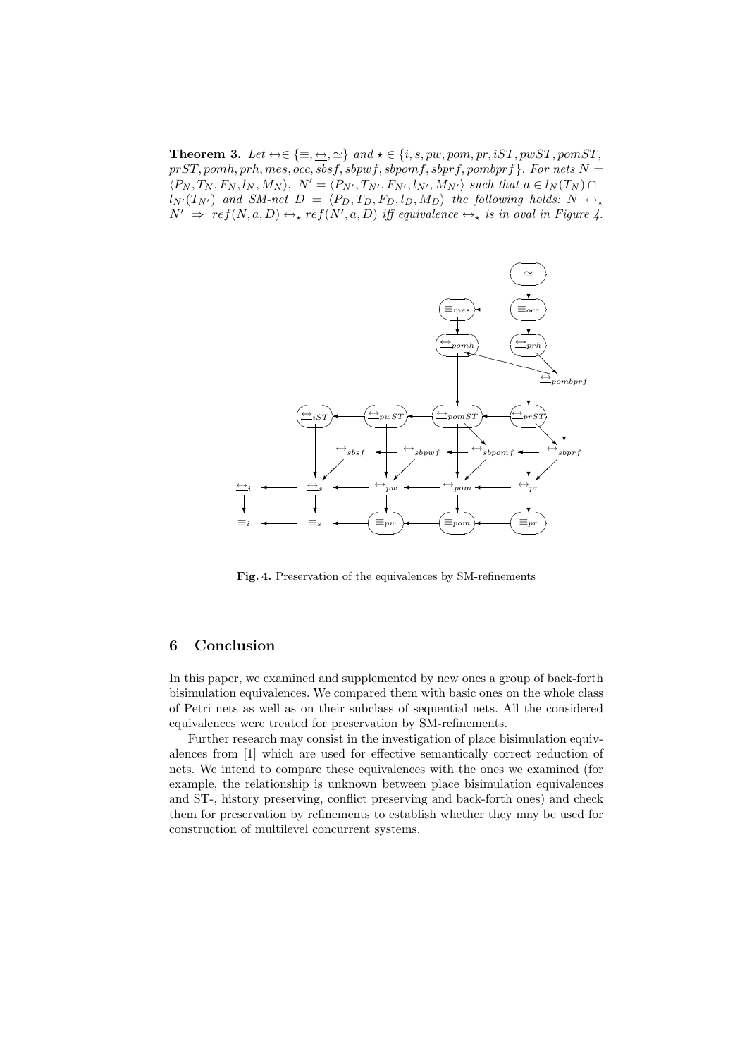**Theorem 3.** *Let* $\leftrightarrow \in \{\equiv, \underline{\leftrightarrow}, \simeq\}$ *and* $\star \in \{i, s, pw, pom, pr, iST, pwST, pomST, prST, pomh, prh, mes, occ, sbsf, sbpwf, sbpomf, sbprf, pombprf\}$. *For nets* $N = \langle P_N, T_N, F_N, l_N, M_N\rangle$, $N' = \langle P_{N'}, T_{N'}, F_{N'}, l_{N'}, M_{N'}\rangle$ *such that* $a \in l_N(T_N) \cap l_{N'}(T_{N'})$ *and SM-net* $D = \langle P_D, T_D, F_D, l_D, M_D\rangle$ *the following holds:* $N \leftrightarrow_\star N' \Rightarrow ref(N, a, D) \leftrightarrow_\star ref(N', a, D)$ *iff equivalence* $\leftrightarrow_\star$ *is in oval in Figure 4.*

**Fig. 4.** Preservation of the equivalences by SM-refinements

## 6 Conclusion

In this paper, we examined and supplemented by new ones a group of back-forth bisimulation equivalences. We compared them with basic ones on the whole class of Petri nets as well as on their subclass of sequential nets. All the considered equivalences were treated for preservation by SM-refinements.

Further research may consist in the investigation of place bisimulation equivalences from [1] which are used for effective semantically correct reduction of nets. We intend to compare these equivalences with the ones we examined (for example, the relationship is unknown between place bisimulation equivalences and ST-, history preserving, conflict preserving and back-forth ones) and check them for preservation by refinements to establish whether they may be used for construction of multilevel concurrent systems.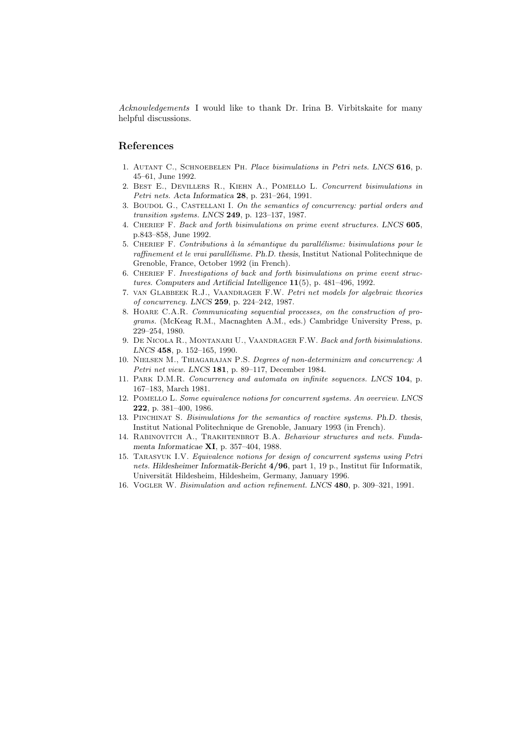*Acknowledgements* I would like to thank Dr. Irina B. Virbitskaite for many helpful discussions.

## References

1. Autant C., Schnoebelen Ph. *Place bisimulations in Petri nets. LNCS* **616**, p. 45–61, June 1992.
2. Best E., Devillers R., Kiehn A., Pomello L. *Concurrent bisimulations in Petri nets.* Acta Informatica **28**, p. 231–264, 1991.
3. Boudol G., Castellani I. *On the semantics of concurrency: partial orders and transition systems. LNCS* **249**, p. 123–137, 1987.
4. Cherief F. *Back and forth bisimulations on prime event structures. LNCS* **605**, p.843–858, June 1992.
5. Cherief F. *Contributions à la sémantique du parallélisme: bisimulations pour le raffinement et le vrai parallélisme.* Ph.D. thesis, Institut National Politechnique de Grenoble, France, October 1992 (in French).
6. Cherief F. *Investigations of back and forth bisimulations on prime event structures.* Computers and Artificial Intelligence **11**(5), p. 481–496, 1992.
7. van Glabbeek R.J., Vaandrager F.W. *Petri net models for algebraic theories of concurrency. LNCS* **259**, p. 224–242, 1987.
8. Hoare C.A.R. *Communicating sequential processes, on the construction of programs.* (McKeag R.M., Macnaghten A.M., eds.) Cambridge University Press, p. 229–254, 1980.
9. De Nicola R., Montanari U., Vaandrager F.W. *Back and forth bisimulations. LNCS* **458**, p. 152–165, 1990.
10. Nielsen M., Thiagarajan P.S. *Degrees of non-determinizm and concurrency: A Petri net view. LNCS* **181**, p. 89–117, December 1984.
11. Park D.M.R. *Concurrency and automata on infinite sequences. LNCS* **104**, p. 167–183, March 1981.
12. Pomello L. *Some equivalence notions for concurrent systems. An overview. LNCS* **222**, p. 381–400, 1986.
13. Pinchinat S. *Bisimulations for the semantics of reactive systems.* Ph.D. thesis, Institut National Politechnique de Grenoble, January 1993 (in French).
14. Rabinovitch A., Trakhtenbrot B.A. *Behaviour structures and nets.* Fundamenta Informaticae **XI**, p. 357–404, 1988.
15. Tarasyuk I.V. *Equivalence notions for design of concurrent systems using Petri nets.* Hildesheimer Informatik-Bericht **4/96**, part 1, 19 p., Institut für Informatik, Universität Hildesheim, Hildesheim, Germany, January 1996.
16. Vogler W. *Bisimulation and action refinement. LNCS* **480**, p. 309–321, 1991.